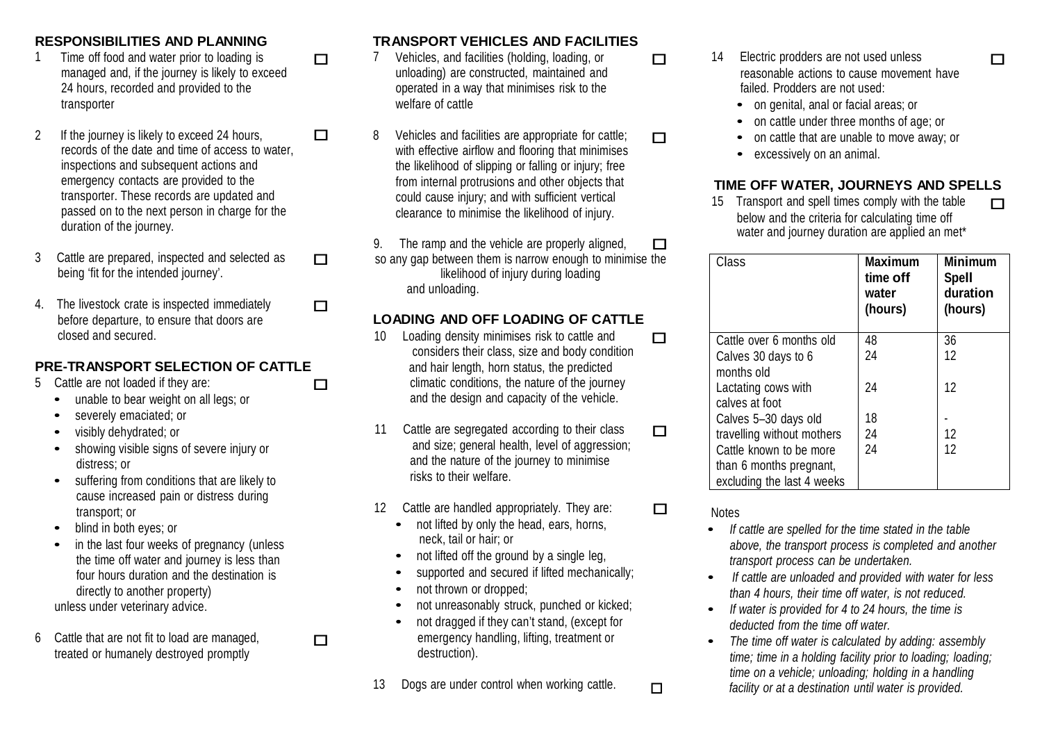## RESPONSIBILITIES AND PLANNING

1. Time off food and water prior to loading is managed and, if the journey is likely to exceed 24 hours, recorded and provided to the transporter ☐

2. If the journey is likely to exceed 24 hours, records of the date and time of access to water, inspections and subsequent actions and emergency contacts are provided to the transporter. These records are updated and passed on to the next person in charge for the duration of the journey. ☐

3. Cattle are prepared, inspected and selected as being 'fit for the intended journey'. ☐

4. The livestock crate is inspected immediately before departure, to ensure that doors are closed and secured. ☐

## PRE-TRANSPORT SELECTION OF CATTLE

5. Cattle are not loaded if they are: ☐
   - unable to bear weight on all legs; or
   - severely emaciated; or
   - visibly dehydrated; or
   - showing visible signs of severe injury or distress; or
   - suffering from conditions that are likely to cause increased pain or distress during transport; or
   - blind in both eyes; or
   - in the last four weeks of pregnancy (unless the time off water and journey is less than four hours duration and the destination is directly to another property)

   unless under veterinary advice.

6. Cattle that are not fit to load are managed, treated or humanely destroyed promptly ☐

## TRANSPORT VEHICLES AND FACILITIES

7. Vehicles, and facilities (holding, loading, or unloading) are constructed, maintained and operated in a way that minimises risk to the welfare of cattle ☐

8. Vehicles and facilities are appropriate for cattle; with effective airflow and flooring that minimises the likelihood of slipping or falling or injury; free from internal protrusions and other objects that could cause injury; and with sufficient vertical clearance to minimise the likelihood of injury. ☐

9. The ramp and the vehicle are properly aligned, so any gap between them is narrow enough to minimise the likelihood of injury during loading and unloading. ☐

## LOADING AND OFF LOADING OF CATTLE

10. Loading density minimises risk to cattle and considers their class, size and body condition and hair length, horn status, the predicted climatic conditions, the nature of the journey and the design and capacity of the vehicle. ☐

11. Cattle are segregated according to their class and size; general health, level of aggression; and the nature of the journey to minimise risks to their welfare. ☐

12. Cattle are handled appropriately. They are: ☐
    - not lifted by only the head, ears, horns, neck, tail or hair; or
    - not lifted off the ground by a single leg,
    - supported and secured if lifted mechanically;
    - not thrown or dropped;
    - not unreasonably struck, punched or kicked;
    - not dragged if they can't stand, (except for emergency handling, lifting, treatment or destruction).

13. Dogs are under control when working cattle. ☐

14. Electric prodders are not used unless reasonable actions to cause movement have failed. Prodders are not used: ☐
    - on genital, anal or facial areas; or
    - on cattle under three months of age; or
    - on cattle that are unable to move away; or
    - excessively on an animal.

## TIME OFF WATER, JOURNEYS AND SPELLS

15. Transport and spell times comply with the table below and the criteria for calculating time off water and journey duration are applied an met* ☐

| Class | Maximum time off water (hours) | Minimum Spell duration (hours) |
|---|---|---|
| Cattle over 6 months old | 48 | 36 |
| Calves 30 days to 6 months old | 24 | 12 |
| Lactating cows with calves at foot | 24 | 12 |
| Calves 5–30 days old travelling without mothers | 18 | - |
| Cattle known to be more than 6 months pregnant, excluding the last 4 weeks | 24 | 12 |
|  | 24 | 12 |

Notes

- *If cattle are spelled for the time stated in the table above, the transport process is completed and another transport process can be undertaken.*
- *If cattle are unloaded and provided with water for less than 4 hours, their time off water, is not reduced.*
- *If water is provided for 4 to 24 hours, the time is deducted from the time off water.*
- *The time off water is calculated by adding: assembly time; time in a holding facility prior to loading; loading; time on a vehicle; unloading; holding in a handling facility or at a destination until water is provided.*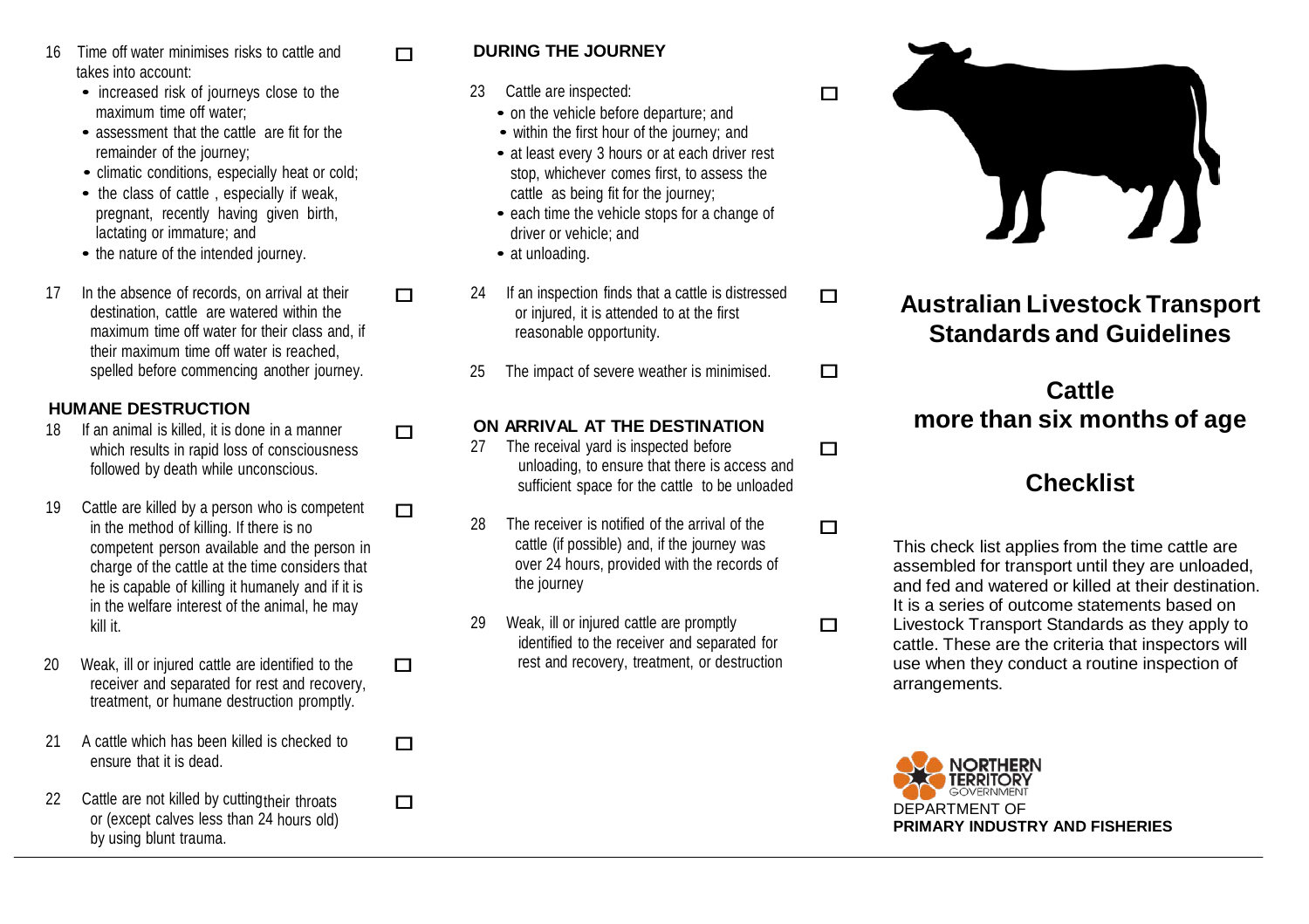16 Time off water minimises risks to cattle and takes into account: ☐

- increased risk of journeys close to the maximum time off water;
- assessment that the cattle are fit for the remainder of the journey;
- climatic conditions, especially heat or cold;
- the class of cattle , especially if weak, pregnant, recently having given birth, lactating or immature; and
- the nature of the intended journey.

17 In the absence of records, on arrival at their destination, cattle are watered within the maximum time off water for their class and, if their maximum time off water is reached, spelled before commencing another journey. ☐

### HUMANE DESTRUCTION

18 If an animal is killed, it is done in a manner which results in rapid loss of consciousness followed by death while unconscious. ☐

19 Cattle are killed by a person who is competent in the method of killing. If there is no competent person available and the person in charge of the cattle at the time considers that he is capable of killing it humanely and if it is in the welfare interest of the animal, he may kill it. ☐

20 Weak, ill or injured cattle are identified to the receiver and separated for rest and recovery, treatment, or humane destruction promptly. ☐

21 A cattle which has been killed is checked to ensure that it is dead. ☐

22 Cattle are not killed by cutting their throats or (except calves less than 24 hours old) by using blunt trauma. ☐

### DURING THE JOURNEY

23 Cattle are inspected: ☐

- on the vehicle before departure; and
- within the first hour of the journey; and
- at least every 3 hours or at each driver rest stop, whichever comes first, to assess the cattle as being fit for the journey;
- each time the vehicle stops for a change of driver or vehicle; and
- at unloading.

24 If an inspection finds that a cattle is distressed or injured, it is attended to at the first reasonable opportunity. ☐

25 The impact of severe weather is minimised. ☐

### ON ARRIVAL AT THE DESTINATION

27 The receival yard is inspected before unloading, to ensure that there is access and sufficient space for the cattle to be unloaded ☐

28 The receiver is notified of the arrival of the cattle (if possible) and, if the journey was over 24 hours, provided with the records of the journey ☐

29 Weak, ill or injured cattle are promptly identified to the receiver and separated for rest and recovery, treatment, or destruction ☐

# Australian Livestock Transport Standards and Guidelines

## Cattle more than six months of age

## Checklist

This check list applies from the time cattle are assembled for transport until they are unloaded, and fed and watered or killed at their destination. It is a series of outcome statements based on Livestock Transport Standards as they apply to cattle. These are the criteria that inspectors will use when they conduct a routine inspection of arrangements.

NORTHERN TERRITORY GOVERNMENT

DEPARTMENT OF
**PRIMARY INDUSTRY AND FISHERIES**